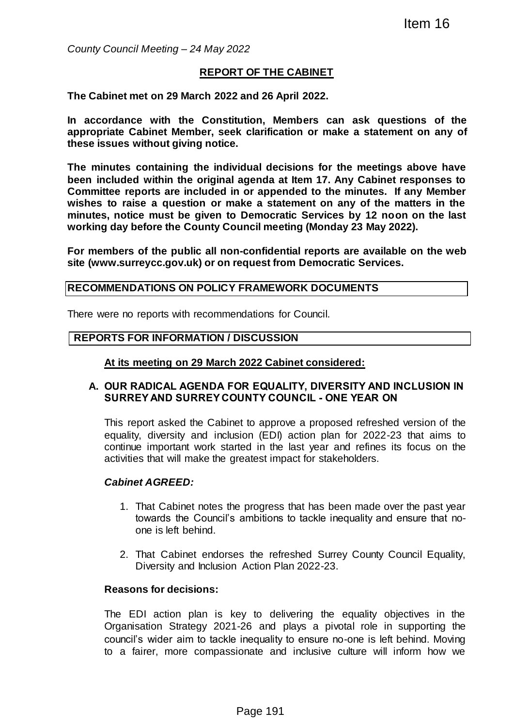Item 16

*County Council Meeting – 24 May 2022*

**REPORT OF THE CABINET**

**The Cabinet met on 29 March 2022 and 26 April 2022.**

**In accordance with the Constitution, Members can ask questions of the appropriate Cabinet Member, seek clarification or make a statement on any of these issues without giving notice.**

**The minutes containing the individual decisions for the meetings above have been included within the original agenda at Item 17. Any Cabinet responses to Committee reports are included in or appended to the minutes. If any Member wishes to raise a question or make a statement on any of the matters in the minutes, notice must be given to Democratic Services by 12 noon on the last working day before the County Council meeting (Monday 23 May 2022).**

**For members of the public all non-confidential reports are available on the web site (www.surreycc.gov.uk) or on request from Democratic Services.**

## RECOMMENDATIONS ON POLICY FRAMEWORK DOCUMENTS

There were no reports with recommendations for Council.

## REPORTS FOR INFORMATION / DISCUSSION

**At its meeting on 29 March 2022 Cabinet considered:**

### A. OUR RADICAL AGENDA FOR EQUALITY, DIVERSITY AND INCLUSION IN SURREY AND SURREY COUNTY COUNCIL - ONE YEAR ON

This report asked the Cabinet to approve a proposed refreshed version of the equality, diversity and inclusion (EDI) action plan for 2022-23 that aims to continue important work started in the last year and refines its focus on the activities that will make the greatest impact for stakeholders.

***Cabinet AGREED:***

1. That Cabinet notes the progress that has been made over the past year towards the Council's ambitions to tackle inequality and ensure that no-one is left behind.
2. That Cabinet endorses the refreshed Surrey County Council Equality, Diversity and Inclusion Action Plan 2022-23.

**Reasons for decisions:**

The EDI action plan is key to delivering the equality objectives in the Organisation Strategy 2021-26 and plays a pivotal role in supporting the council's wider aim to tackle inequality to ensure no-one is left behind. Moving to a fairer, more compassionate and inclusive culture will inform how we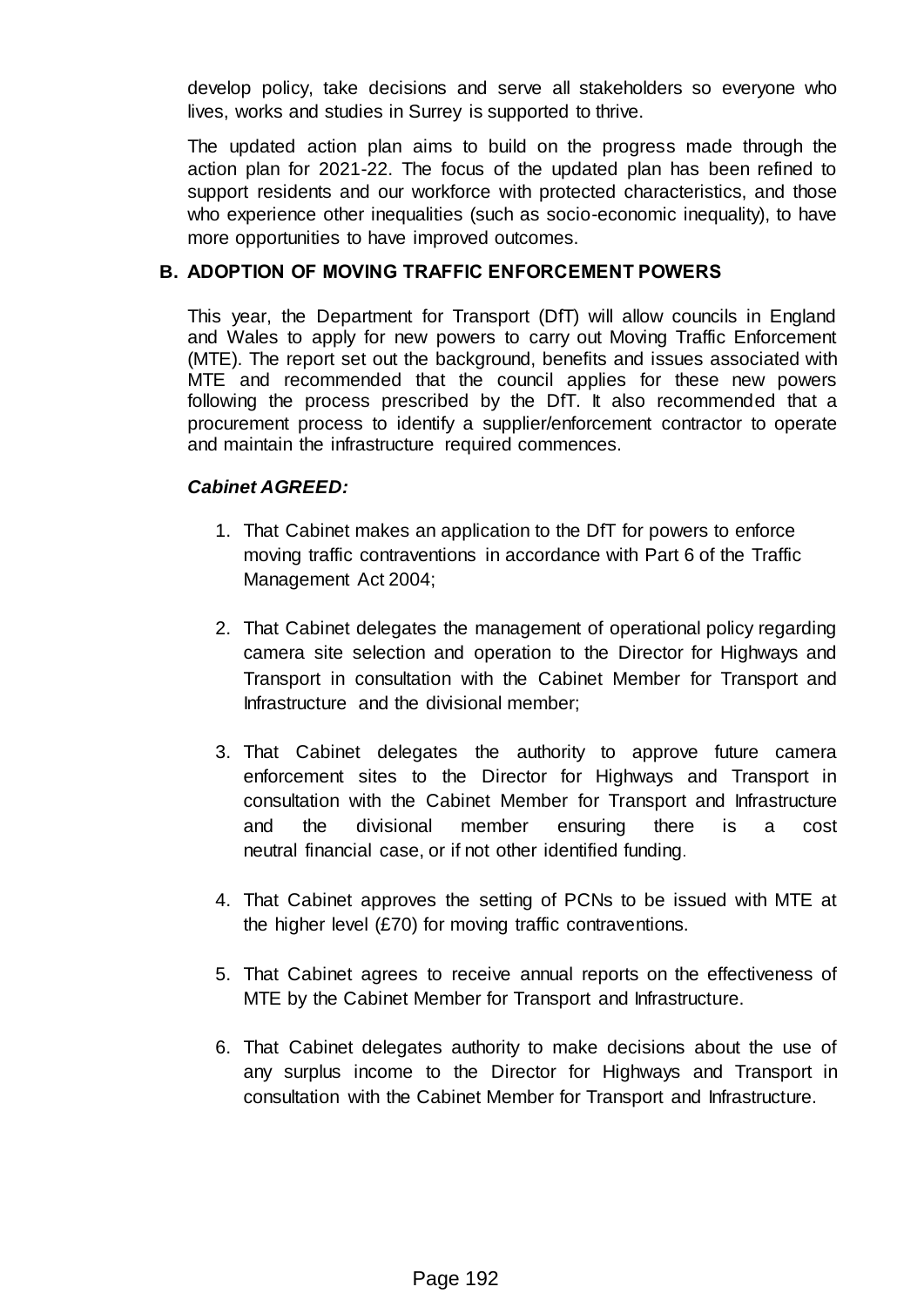develop policy, take decisions and serve all stakeholders so everyone who lives, works and studies in Surrey is supported to thrive.

The updated action plan aims to build on the progress made through the action plan for 2021-22. The focus of the updated plan has been refined to support residents and our workforce with protected characteristics, and those who experience other inequalities (such as socio-economic inequality), to have more opportunities to have improved outcomes.

## B. ADOPTION OF MOVING TRAFFIC ENFORCEMENT POWERS

This year, the Department for Transport (DfT) will allow councils in England and Wales to apply for new powers to carry out Moving Traffic Enforcement (MTE). The report set out the background, benefits and issues associated with MTE and recommended that the council applies for these new powers following the process prescribed by the DfT. It also recommended that a procurement process to identify a supplier/enforcement contractor to operate and maintain the infrastructure required commences.

***Cabinet AGREED:***

1. That Cabinet makes an application to the DfT for powers to enforce moving traffic contraventions in accordance with Part 6 of the Traffic Management Act 2004;

2. That Cabinet delegates the management of operational policy regarding camera site selection and operation to the Director for Highways and Transport in consultation with the Cabinet Member for Transport and Infrastructure and the divisional member;

3. That Cabinet delegates the authority to approve future camera enforcement sites to the Director for Highways and Transport in consultation with the Cabinet Member for Transport and Infrastructure and the divisional member ensuring there is a cost neutral financial case, or if not other identified funding.

4. That Cabinet approves the setting of PCNs to be issued with MTE at the higher level (£70) for moving traffic contraventions.

5. That Cabinet agrees to receive annual reports on the effectiveness of MTE by the Cabinet Member for Transport and Infrastructure.

6. That Cabinet delegates authority to make decisions about the use of any surplus income to the Director for Highways and Transport in consultation with the Cabinet Member for Transport and Infrastructure.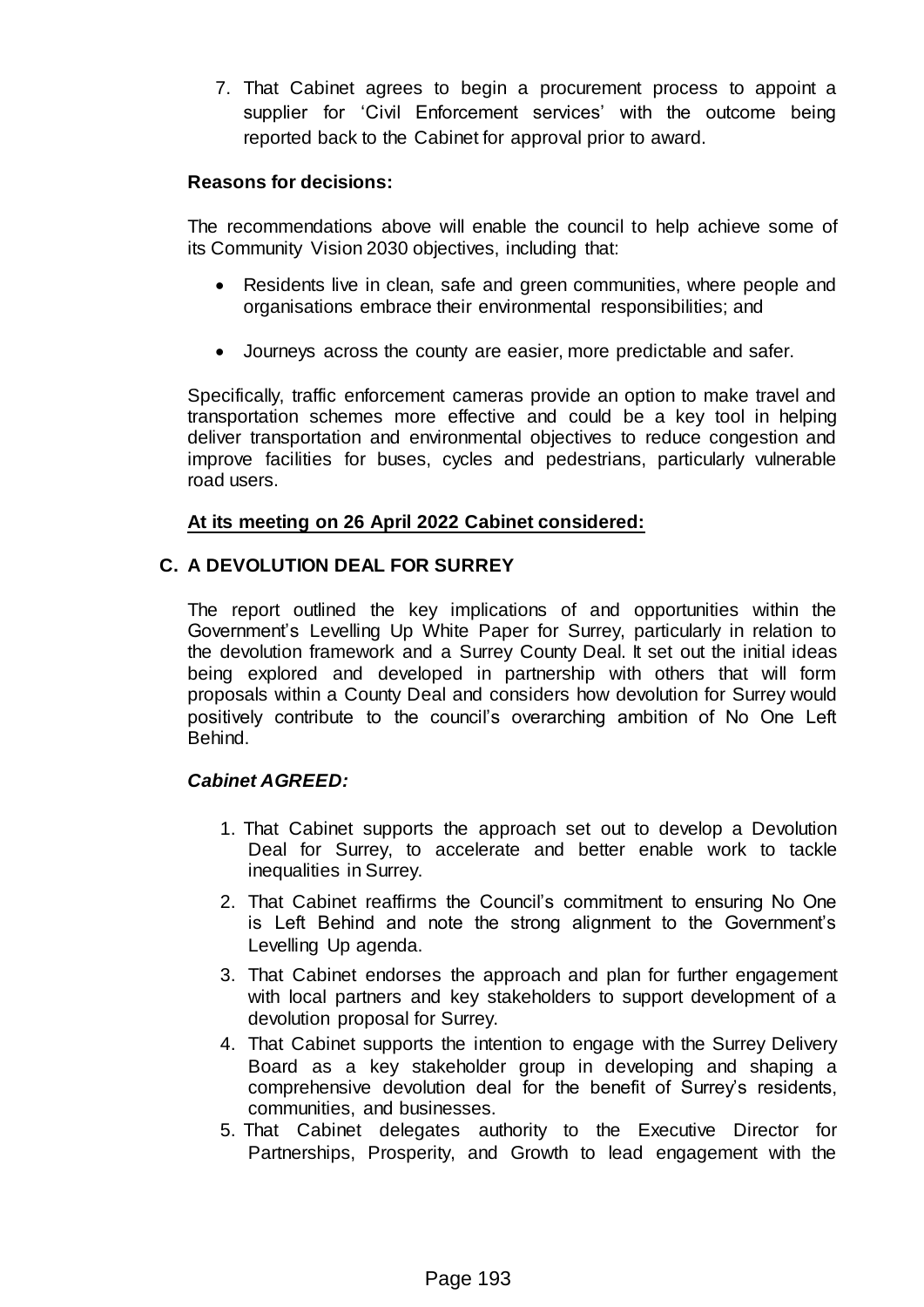7. That Cabinet agrees to begin a procurement process to appoint a supplier for 'Civil Enforcement services' with the outcome being reported back to the Cabinet for approval prior to award.

**Reasons for decisions:**

The recommendations above will enable the council to help achieve some of its Community Vision 2030 objectives, including that:

- Residents live in clean, safe and green communities, where people and organisations embrace their environmental responsibilities; and
- Journeys across the county are easier, more predictable and safer.

Specifically, traffic enforcement cameras provide an option to make travel and transportation schemes more effective and could be a key tool in helping deliver transportation and environmental objectives to reduce congestion and improve facilities for buses, cycles and pedestrians, particularly vulnerable road users.

**At its meeting on 26 April 2022 Cabinet considered:**

**C. A DEVOLUTION DEAL FOR SURREY**

The report outlined the key implications of and opportunities within the Government's Levelling Up White Paper for Surrey, particularly in relation to the devolution framework and a Surrey County Deal. It set out the initial ideas being explored and developed in partnership with others that will form proposals within a County Deal and considers how devolution for Surrey would positively contribute to the council's overarching ambition of No One Left Behind.

***Cabinet AGREED:***

1. That Cabinet supports the approach set out to develop a Devolution Deal for Surrey, to accelerate and better enable work to tackle inequalities in Surrey.
2. That Cabinet reaffirms the Council's commitment to ensuring No One is Left Behind and note the strong alignment to the Government's Levelling Up agenda.
3. That Cabinet endorses the approach and plan for further engagement with local partners and key stakeholders to support development of a devolution proposal for Surrey.
4. That Cabinet supports the intention to engage with the Surrey Delivery Board as a key stakeholder group in developing and shaping a comprehensive devolution deal for the benefit of Surrey's residents, communities, and businesses.
5. That Cabinet delegates authority to the Executive Director for Partnerships, Prosperity, and Growth to lead engagement with the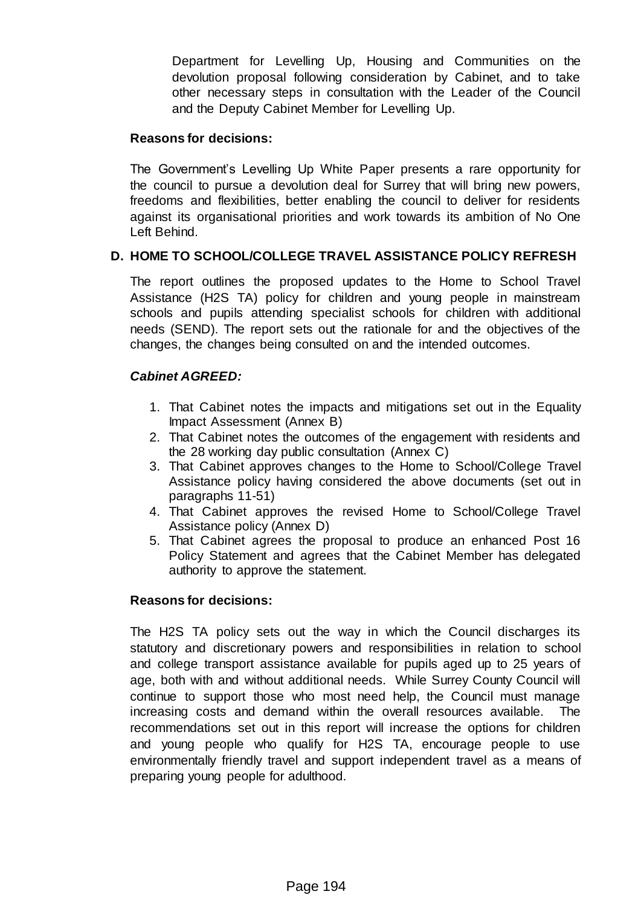Department for Levelling Up, Housing and Communities on the devolution proposal following consideration by Cabinet, and to take other necessary steps in consultation with the Leader of the Council and the Deputy Cabinet Member for Levelling Up.

**Reasons for decisions:**

The Government's Levelling Up White Paper presents a rare opportunity for the council to pursue a devolution deal for Surrey that will bring new powers, freedoms and flexibilities, better enabling the council to deliver for residents against its organisational priorities and work towards its ambition of No One Left Behind.

## D. HOME TO SCHOOL/COLLEGE TRAVEL ASSISTANCE POLICY REFRESH

The report outlines the proposed updates to the Home to School Travel Assistance (H2S TA) policy for children and young people in mainstream schools and pupils attending specialist schools for children with additional needs (SEND). The report sets out the rationale for and the objectives of the changes, the changes being consulted on and the intended outcomes.

***Cabinet AGREED:***

1. That Cabinet notes the impacts and mitigations set out in the Equality Impact Assessment (Annex B)
2. That Cabinet notes the outcomes of the engagement with residents and the 28 working day public consultation (Annex C)
3. That Cabinet approves changes to the Home to School/College Travel Assistance policy having considered the above documents (set out in paragraphs 11-51)
4. That Cabinet approves the revised Home to School/College Travel Assistance policy (Annex D)
5. That Cabinet agrees the proposal to produce an enhanced Post 16 Policy Statement and agrees that the Cabinet Member has delegated authority to approve the statement.

**Reasons for decisions:**

The H2S TA policy sets out the way in which the Council discharges its statutory and discretionary powers and responsibilities in relation to school and college transport assistance available for pupils aged up to 25 years of age, both with and without additional needs. While Surrey County Council will continue to support those who most need help, the Council must manage increasing costs and demand within the overall resources available. The recommendations set out in this report will increase the options for children and young people who qualify for H2S TA, encourage people to use environmentally friendly travel and support independent travel as a means of preparing young people for adulthood.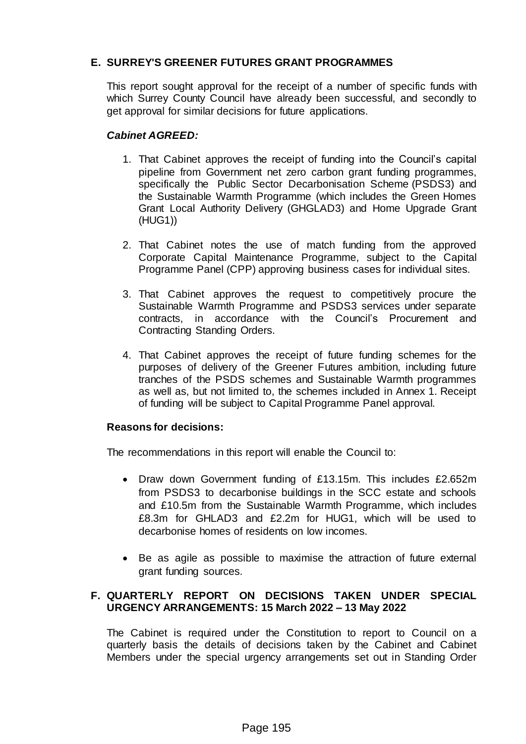## E. SURREY'S GREENER FUTURES GRANT PROGRAMMES

This report sought approval for the receipt of a number of specific funds with which Surrey County Council have already been successful, and secondly to get approval for similar decisions for future applications.

***Cabinet AGREED:***

1. That Cabinet approves the receipt of funding into the Council's capital pipeline from Government net zero carbon grant funding programmes, specifically the Public Sector Decarbonisation Scheme (PSDS3) and the Sustainable Warmth Programme (which includes the Green Homes Grant Local Authority Delivery (GHGLAD3) and Home Upgrade Grant (HUG1))

2. That Cabinet notes the use of match funding from the approved Corporate Capital Maintenance Programme, subject to the Capital Programme Panel (CPP) approving business cases for individual sites.

3. That Cabinet approves the request to competitively procure the Sustainable Warmth Programme and PSDS3 services under separate contracts, in accordance with the Council's Procurement and Contracting Standing Orders.

4. That Cabinet approves the receipt of future funding schemes for the purposes of delivery of the Greener Futures ambition, including future tranches of the PSDS schemes and Sustainable Warmth programmes as well as, but not limited to, the schemes included in Annex 1. Receipt of funding will be subject to Capital Programme Panel approval.

**Reasons for decisions:**

The recommendations in this report will enable the Council to:

- Draw down Government funding of £13.15m. This includes £2.652m from PSDS3 to decarbonise buildings in the SCC estate and schools and £10.5m from the Sustainable Warmth Programme, which includes £8.3m for GHLAD3 and £2.2m for HUG1, which will be used to decarbonise homes of residents on low incomes.

- Be as agile as possible to maximise the attraction of future external grant funding sources.

## F. QUARTERLY REPORT ON DECISIONS TAKEN UNDER SPECIAL URGENCY ARRANGEMENTS: 15 March 2022 – 13 May 2022

The Cabinet is required under the Constitution to report to Council on a quarterly basis the details of decisions taken by the Cabinet and Cabinet Members under the special urgency arrangements set out in Standing Order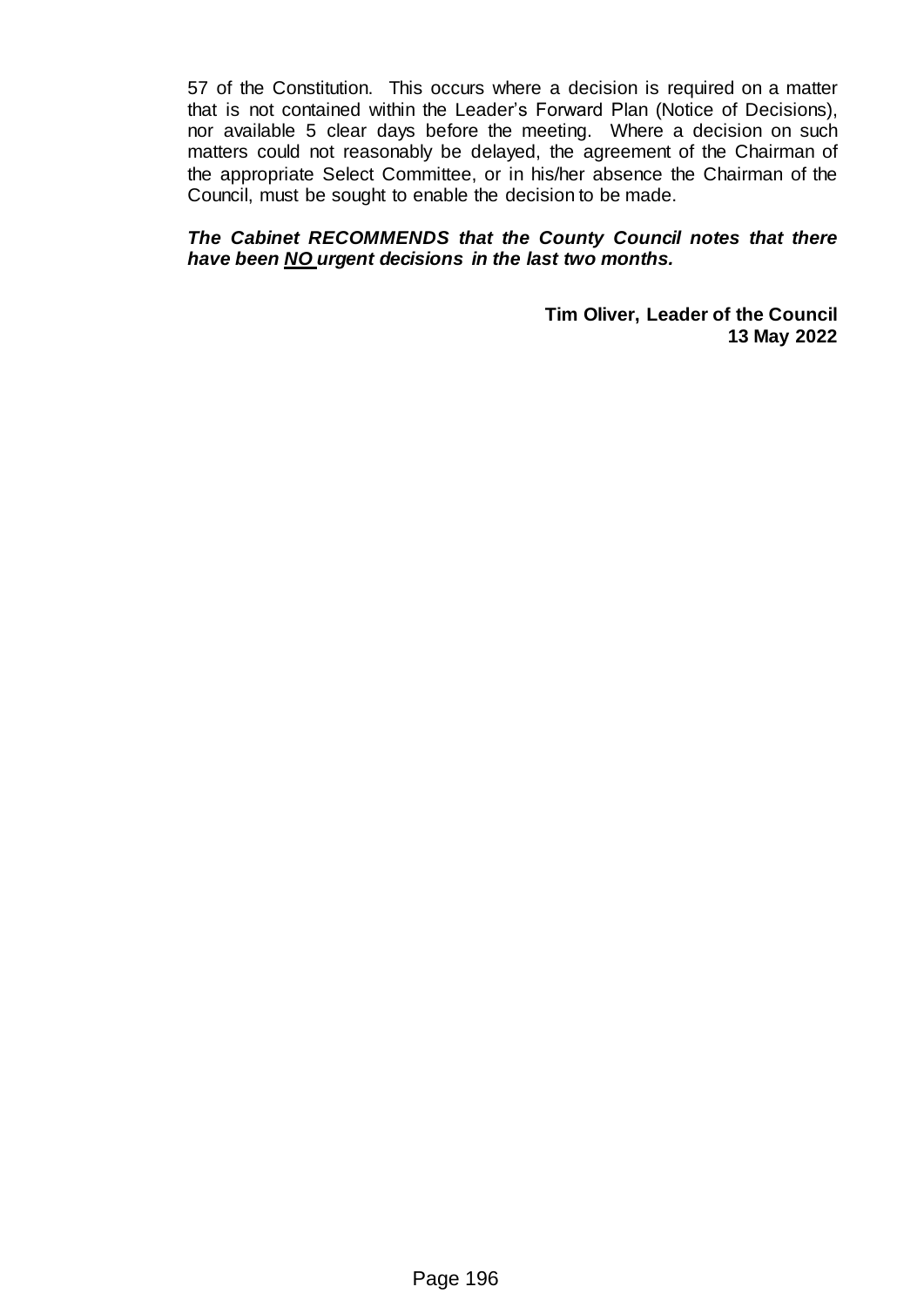57 of the Constitution. This occurs where a decision is required on a matter that is not contained within the Leader's Forward Plan (Notice of Decisions), nor available 5 clear days before the meeting. Where a decision on such matters could not reasonably be delayed, the agreement of the Chairman of the appropriate Select Committee, or in his/her absence the Chairman of the Council, must be sought to enable the decision to be made.

***The Cabinet RECOMMENDS that the County Council notes that there have been <u>NO</u> urgent decisions in the last two months.***

**Tim Oliver, Leader of the Council**
**13 May 2022**